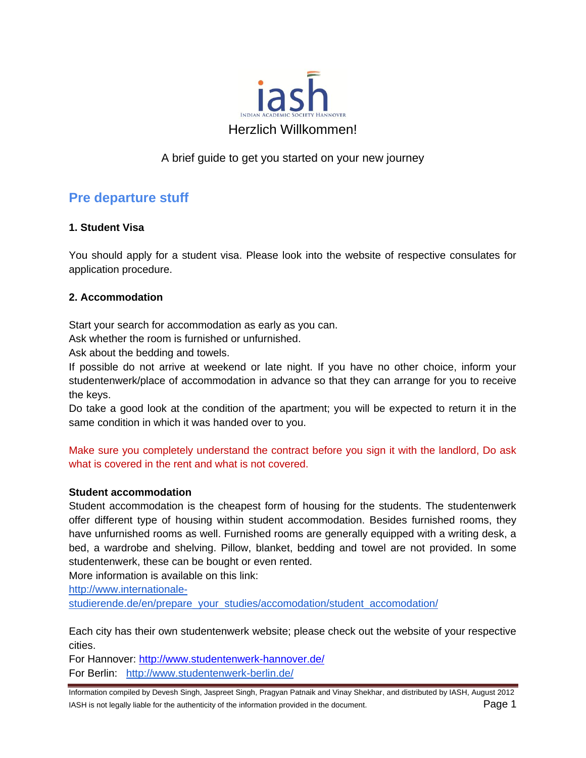iash

INDIAN ACADEMIC SOCIETY HANNOVER

Herzlich Willkommen!

A brief guide to get you started on your new journey

## Pre departure stuff

### 1. Student Visa

You should apply for a student visa. Please look into the website of respective consulates for application procedure.

### 2. Accommodation

Start your search for accommodation as early as you can.
Ask whether the room is furnished or unfurnished.
Ask about the bedding and towels.
If possible do not arrive at weekend or late night. If you have no other choice, inform your studentenwerk/place of accommodation in advance so that they can arrange for you to receive the keys.
Do take a good look at the condition of the apartment; you will be expected to return it in the same condition in which it was handed over to you.

Make sure you completely understand the contract before you sign it with the landlord, Do ask what is covered in the rent and what is not covered.

**Student accommodation**

Student accommodation is the cheapest form of housing for the students. The studentenwerk offer different type of housing within student accommodation. Besides furnished rooms, they have unfurnished rooms as well. Furnished rooms are generally equipped with a writing desk, a bed, a wardrobe and shelving. Pillow, blanket, bedding and towel are not provided. In some studentenwerk, these can be bought or even rented.
More information is available on this link:
http://www.internationale-studierende.de/en/prepare_your_studies/accomodation/student_accomodation/

Each city has their own studentenwerk website; please check out the website of your respective cities.
For Hannover: http://www.studentenwerk-hannover.de/
For Berlin: http://www.studentenwerk-berlin.de/

Information compiled by Devesh Singh, Jaspreet Singh, Pragyan Patnaik and Vinay Shekhar, and distributed by IASH, August 2012
IASH is not legally liable for the authenticity of the information provided in the document.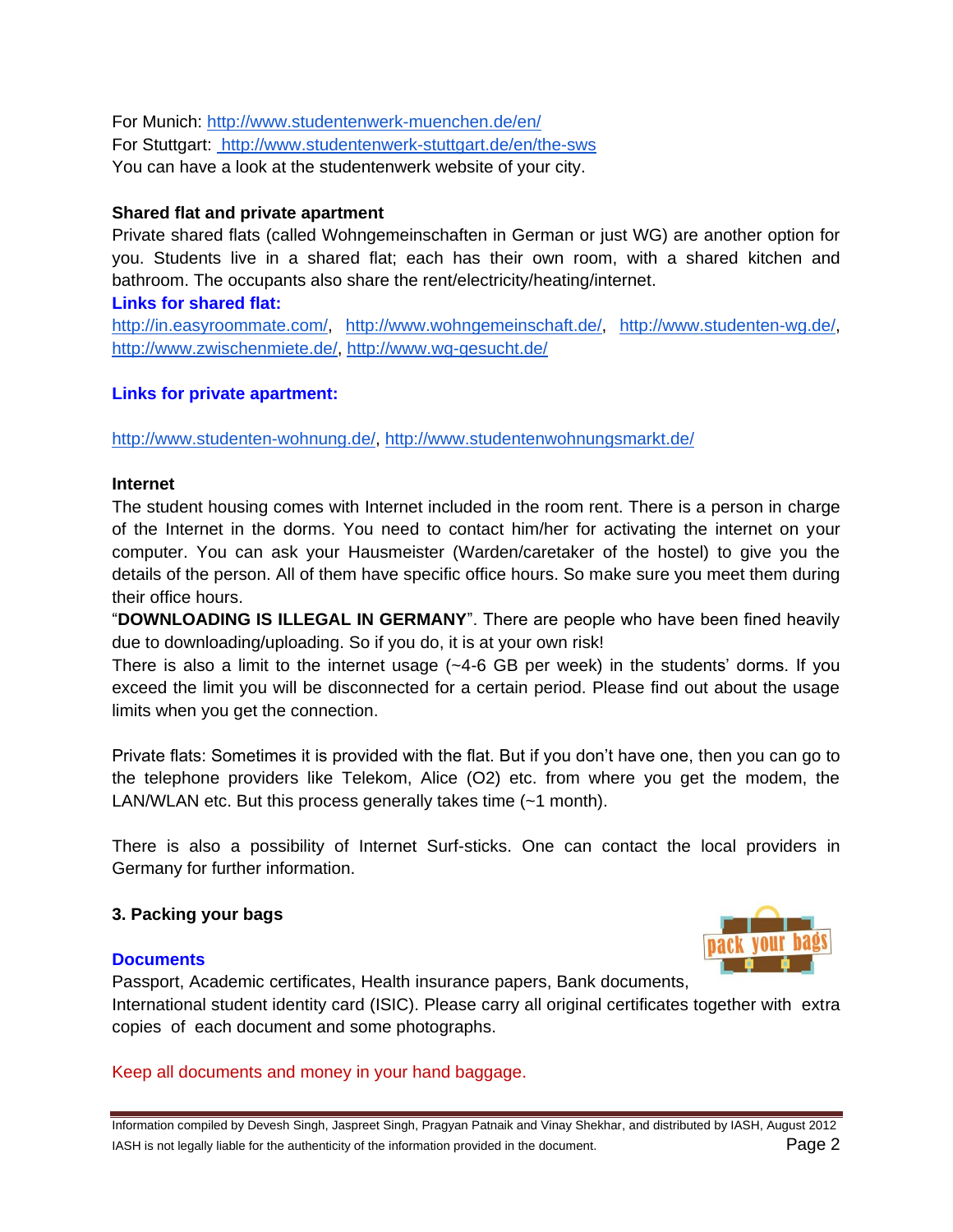For Munich: http://www.studentenwerk-muenchen.de/en/
For Stuttgart: http://www.studentenwerk-stuttgart.de/en/the-sws
You can have a look at the studentenwerk website of your city.

**Shared flat and private apartment**

Private shared flats (called Wohngemeinschaften in German or just WG) are another option for you. Students live in a shared flat; each has their own room, with a shared kitchen and bathroom. The occupants also share the rent/electricity/heating/internet.

**Links for shared flat:**

http://in.easyroommate.com/, http://www.wohngemeinschaft.de/, http://www.studenten-wg.de/, http://www.zwischenmiete.de/, http://www.wg-gesucht.de/

**Links for private apartment:**

http://www.studenten-wohnung.de/, http://www.studentenwohnungsmarkt.de/

**Internet**

The student housing comes with Internet included in the room rent. There is a person in charge of the Internet in the dorms. You need to contact him/her for activating the internet on your computer. You can ask your Hausmeister (Warden/caretaker of the hostel) to give you the details of the person. All of them have specific office hours. So make sure you meet them during their office hours.

"**DOWNLOADING IS ILLEGAL IN GERMANY**". There are people who have been fined heavily due to downloading/uploading. So if you do, it is at your own risk!

There is also a limit to the internet usage (~4-6 GB per week) in the students' dorms. If you exceed the limit you will be disconnected for a certain period. Please find out about the usage limits when you get the connection.

Private flats: Sometimes it is provided with the flat. But if you don't have one, then you can go to the telephone providers like Telekom, Alice (O2) etc. from where you get the modem, the LAN/WLAN etc. But this process generally takes time (~1 month).

There is also a possibility of Internet Surf-sticks. One can contact the local providers in Germany for further information.

## 3. Packing your bags

**Documents**

Passport, Academic certificates, Health insurance papers, Bank documents, International student identity card (ISIC). Please carry all original certificates together with extra copies of each document and some photographs.

Keep all documents and money in your hand baggage.

Information compiled by Devesh Singh, Jaspreet Singh, Pragyan Patnaik and Vinay Shekhar, and distributed by IASH, August 2012
IASH is not legally liable for the authenticity of the information provided in the document.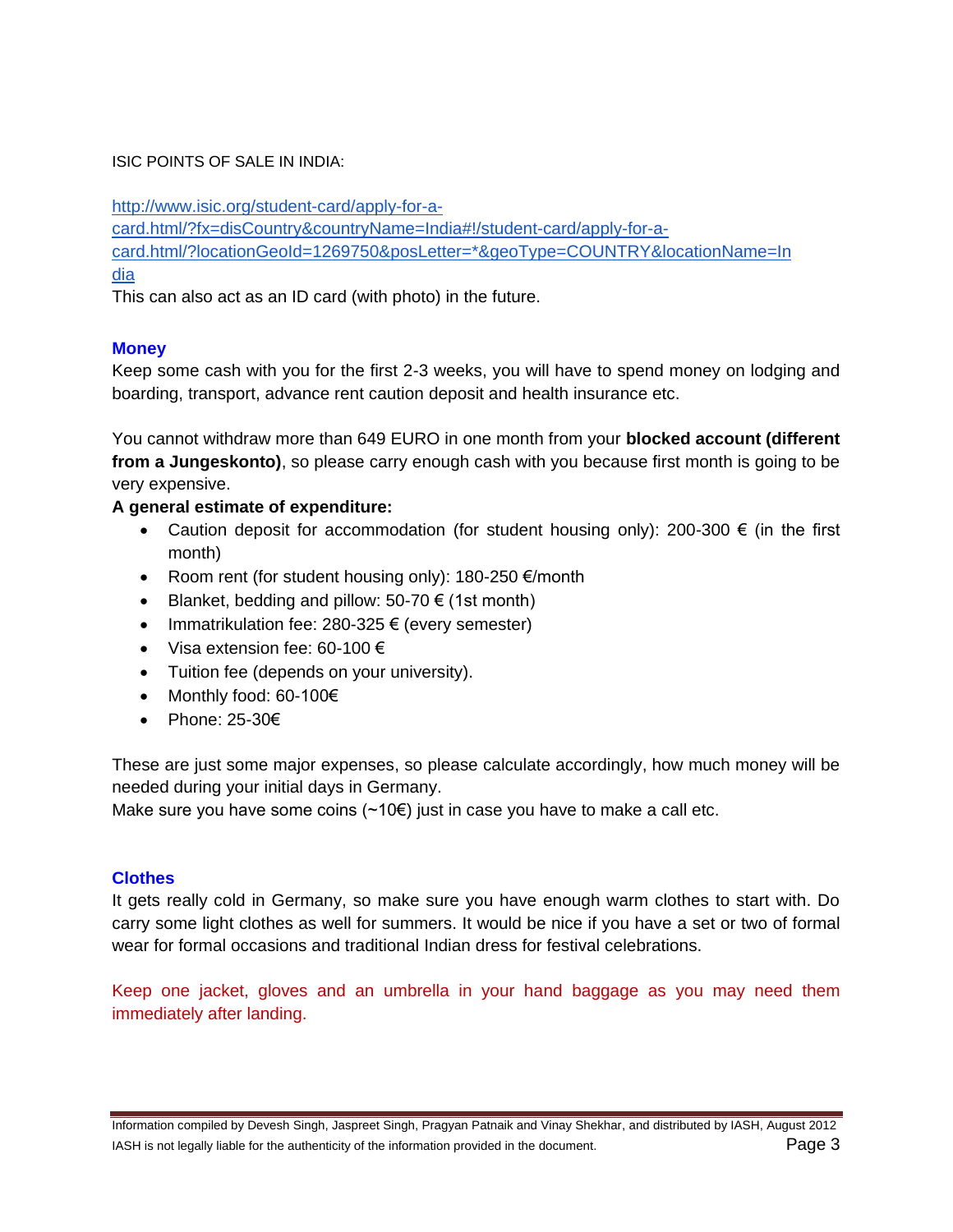ISIC POINTS OF SALE IN INDIA:

[http://www.isic.org/student-card/apply-for-a-card.html/?fx=disCountry&countryName=India#!/student-card/apply-for-a-card.html/?locationGeoId=1269750&posLetter=*&geoType=COUNTRY&locationName=India](http://www.isic.org/student-card/apply-for-a-card.html/?fx=disCountry&countryName=India#!/student-card/apply-for-a-card.html/?locationGeoId=1269750&posLetter=*&geoType=COUNTRY&locationName=India)

This can also act as an ID card (with photo) in the future.

## Money

Keep some cash with you for the first 2-3 weeks, you will have to spend money on lodging and boarding, transport, advance rent caution deposit and health insurance etc.

You cannot withdraw more than 649 EURO in one month from your **blocked account (different from a Jungeskonto)**, so please carry enough cash with you because first month is going to be very expensive.

**A general estimate of expenditure:**

- Caution deposit for accommodation (for student housing only): 200-300 € (in the first month)
- Room rent (for student housing only): 180-250 €/month
- Blanket, bedding and pillow: 50-70 € (1st month)
- Immatrikulation fee: 280-325 € (every semester)
- Visa extension fee: 60-100 €
- Tuition fee (depends on your university).
- Monthly food: 60-100€
- Phone: 25-30€

These are just some major expenses, so please calculate accordingly, how much money will be needed during your initial days in Germany.
Make sure you have some coins (~10€) just in case you have to make a call etc.

## Clothes

It gets really cold in Germany, so make sure you have enough warm clothes to start with. Do carry some light clothes as well for summers. It would be nice if you have a set or two of formal wear for formal occasions and traditional Indian dress for festival celebrations.

Keep one jacket, gloves and an umbrella in your hand baggage as you may need them immediately after landing.

Information compiled by Devesh Singh, Jaspreet Singh, Pragyan Patnaik and Vinay Shekhar, and distributed by IASH, August 2012
IASH is not legally liable for the authenticity of the information provided in the document.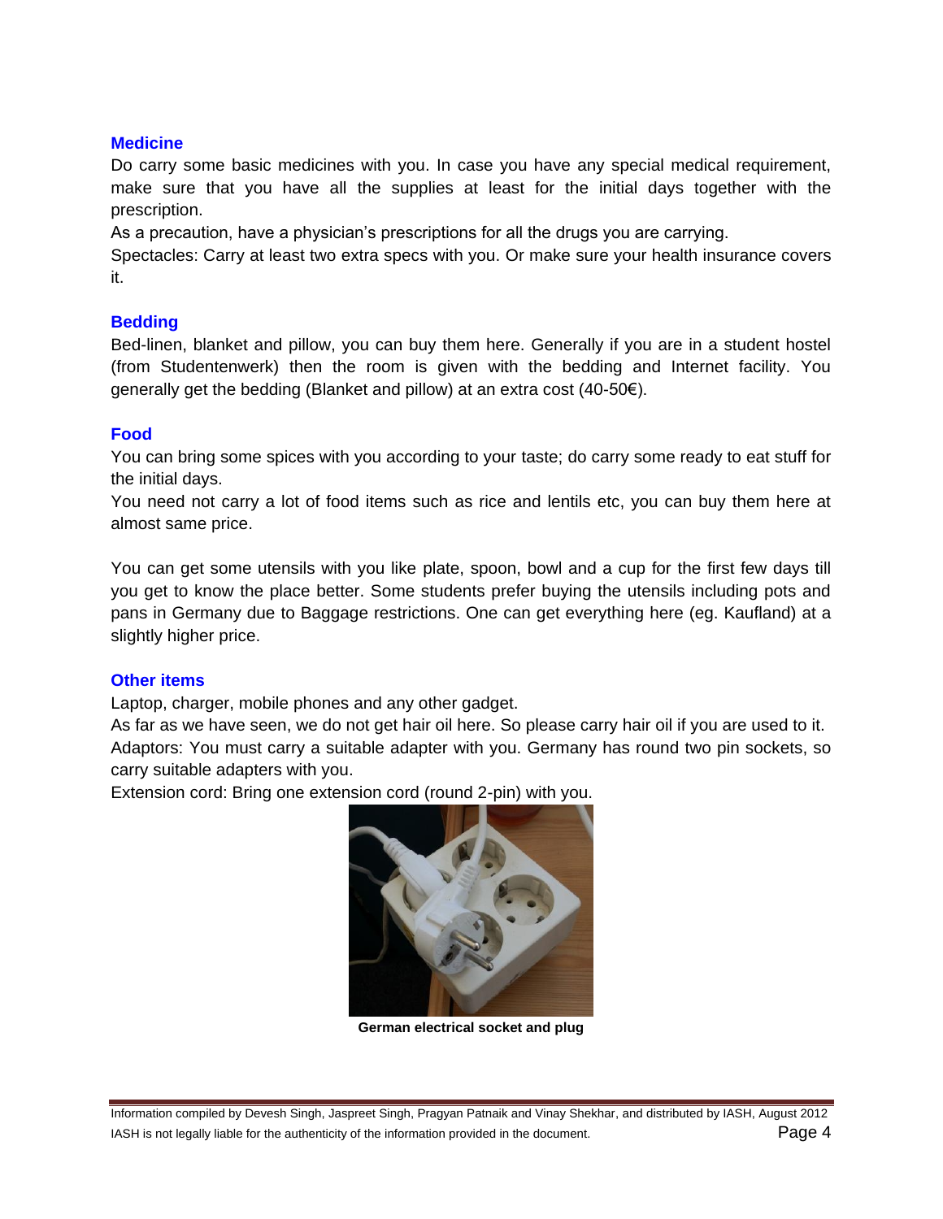### Medicine

Do carry some basic medicines with you. In case you have any special medical requirement, make sure that you have all the supplies at least for the initial days together with the prescription.

As a precaution, have a physician's prescriptions for all the drugs you are carrying.

Spectacles: Carry at least two extra specs with you. Or make sure your health insurance covers it.

### Bedding

Bed-linen, blanket and pillow, you can buy them here. Generally if you are in a student hostel (from Studentenwerk) then the room is given with the bedding and Internet facility. You generally get the bedding (Blanket and pillow) at an extra cost (40-50€).

### Food

You can bring some spices with you according to your taste; do carry some ready to eat stuff for the initial days.

You need not carry a lot of food items such as rice and lentils etc, you can buy them here at almost same price.

You can get some utensils with you like plate, spoon, bowl and a cup for the first few days till you get to know the place better. Some students prefer buying the utensils including pots and pans in Germany due to Baggage restrictions. One can get everything here (eg. Kaufland) at a slightly higher price.

### Other items

Laptop, charger, mobile phones and any other gadget.

As far as we have seen, we do not get hair oil here. So please carry hair oil if you are used to it.

Adaptors: You must carry a suitable adapter with you. Germany has round two pin sockets, so carry suitable adapters with you.

Extension cord: Bring one extension cord (round 2-pin) with you.

**German electrical socket and plug**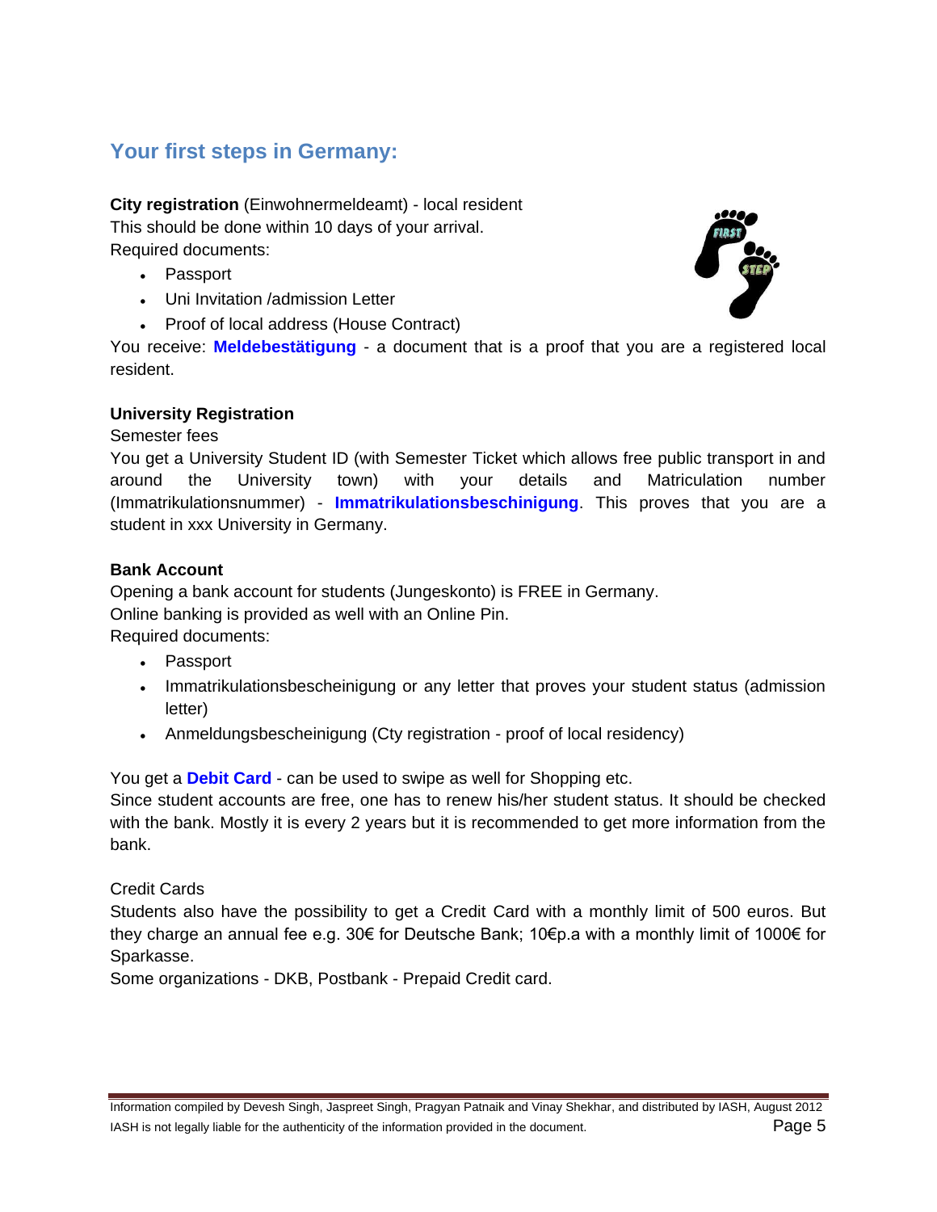## Your first steps in Germany:

**City registration** (Einwohnermeldeamt) - local resident
This should be done within 10 days of your arrival.
Required documents:

- Passport
- Uni Invitation /admission Letter
- Proof of local address (House Contract)

You receive: **Meldebestätigung** - a document that is a proof that you are a registered local resident.

**University Registration**
Semester fees
You get a University Student ID (with Semester Ticket which allows free public transport in and around the University town) with your details and Matriculation number (Immatrikulationsnummer) - **Immatrikulationsbeschinigung**. This proves that you are a student in xxx University in Germany.

**Bank Account**
Opening a bank account for students (Jungeskonto) is FREE in Germany.
Online banking is provided as well with an Online Pin.
Required documents:

- Passport
- Immatrikulationsbescheinigung or any letter that proves your student status (admission letter)
- Anmeldungsbescheinigung (Cty registration - proof of local residency)

You get a **Debit Card** - can be used to swipe as well for Shopping etc.
Since student accounts are free, one has to renew his/her student status. It should be checked with the bank. Mostly it is every 2 years but it is recommended to get more information from the bank.

Credit Cards
Students also have the possibility to get a Credit Card with a monthly limit of 500 euros. But they charge an annual fee e.g. 30€ for Deutsche Bank; 10€p.a with a monthly limit of 1000€ for Sparkasse.
Some organizations - DKB, Postbank - Prepaid Credit card.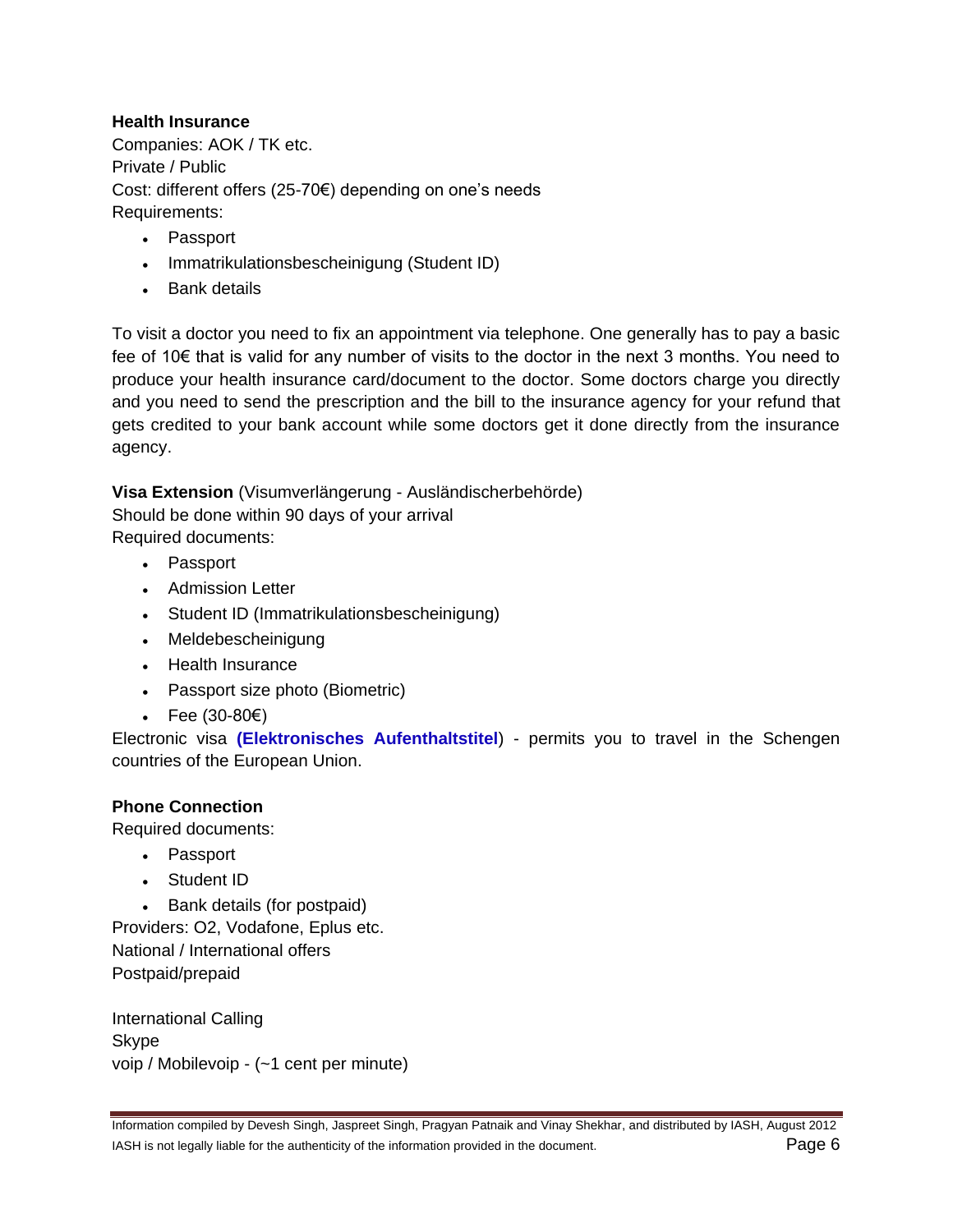**Health Insurance**
Companies: AOK / TK etc.
Private / Public
Cost: different offers (25-70€) depending on one's needs
Requirements:

- Passport
- Immatrikulationsbescheinigung (Student ID)
- Bank details

To visit a doctor you need to fix an appointment via telephone. One generally has to pay a basic fee of 10€ that is valid for any number of visits to the doctor in the next 3 months. You need to produce your health insurance card/document to the doctor. Some doctors charge you directly and you need to send the prescription and the bill to the insurance agency for your refund that gets credited to your bank account while some doctors get it done directly from the insurance agency.

**Visa Extension** (Visumverlängerung - Ausländischerbehörde)
Should be done within 90 days of your arrival
Required documents:

- Passport
- Admission Letter
- Student ID (Immatrikulationsbescheinigung)
- Meldebescheinigung
- Health Insurance
- Passport size photo (Biometric)
- Fee (30-80€)

Electronic visa (**Elektronisches Aufenthaltstitel**) - permits you to travel in the Schengen countries of the European Union.

**Phone Connection**
Required documents:

- Passport
- Student ID
- Bank details (for postpaid)

Providers: O2, Vodafone, Eplus etc.
National / International offers
Postpaid/prepaid

International Calling
Skype
voip / Mobilevoip - (~1 cent per minute)

Information compiled by Devesh Singh, Jaspreet Singh, Pragyan Patnaik and Vinay Shekhar, and distributed by IASH, August 2012
IASH is not legally liable for the authenticity of the information provided in the document.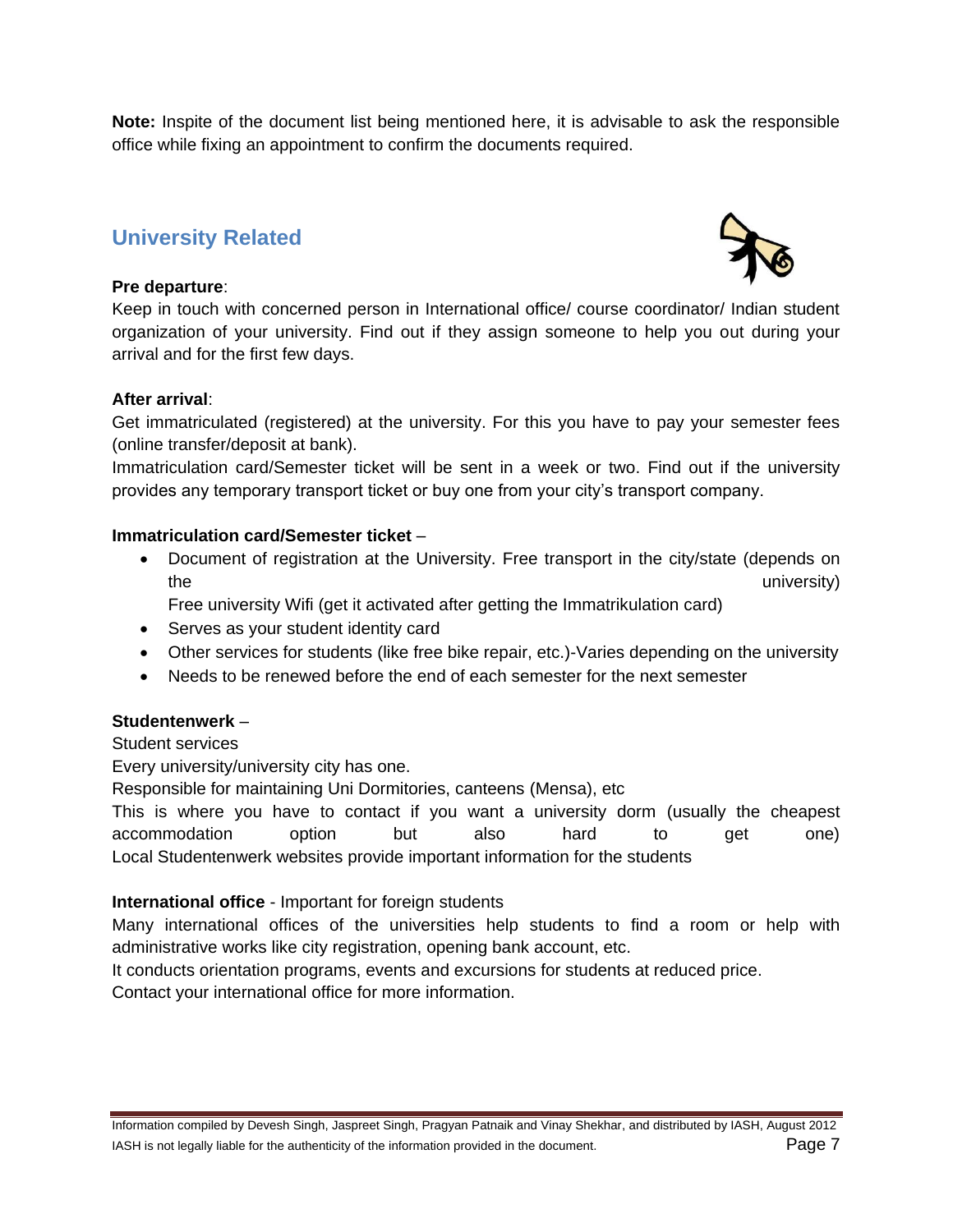**Note:** Inspite of the document list being mentioned here, it is advisable to ask the responsible office while fixing an appointment to confirm the documents required.

## University Related

**Pre departure**:

Keep in touch with concerned person in International office/ course coordinator/ Indian student organization of your university. Find out if they assign someone to help you out during your arrival and for the first few days.

**After arrival**:

Get immatriculated (registered) at the university. For this you have to pay your semester fees (online transfer/deposit at bank).

Immatriculation card/Semester ticket will be sent in a week or two. Find out if the university provides any temporary transport ticket or buy one from your city's transport company.

**Immatriculation card/Semester ticket** –

- Document of registration at the University. Free transport in the city/state (depends on the university)
  Free university Wifi (get it activated after getting the Immatrikulation card)
- Serves as your student identity card
- Other services for students (like free bike repair, etc.)-Varies depending on the university
- Needs to be renewed before the end of each semester for the next semester

**Studentenwerk** –

Student services

Every university/university city has one.

Responsible for maintaining Uni Dormitories, canteens (Mensa), etc

This is where you have to contact if you want a university dorm (usually the cheapest accommodation option but also hard to get one)

Local Studentenwerk websites provide important information for the students

**International office** - Important for foreign students

Many international offices of the universities help students to find a room or help with administrative works like city registration, opening bank account, etc.

It conducts orientation programs, events and excursions for students at reduced price.

Contact your international office for more information.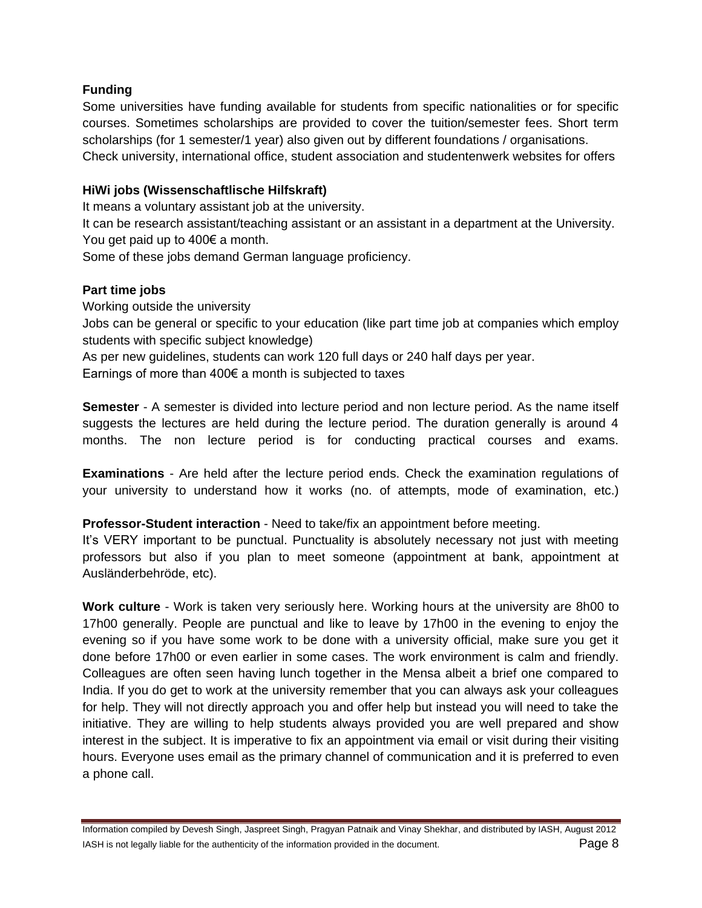**Funding**

Some universities have funding available for students from specific nationalities or for specific courses. Sometimes scholarships are provided to cover the tuition/semester fees. Short term scholarships (for 1 semester/1 year) also given out by different foundations / organisations.
Check university, international office, student association and studentenwerk websites for offers

**HiWi jobs (Wissenschaftlische Hilfskraft)**

It means a voluntary assistant job at the university.
It can be research assistant/teaching assistant or an assistant in a department at the University.
You get paid up to 400€ a month.
Some of these jobs demand German language proficiency.

**Part time jobs**

Working outside the university
Jobs can be general or specific to your education (like part time job at companies which employ students with specific subject knowledge)
As per new guidelines, students can work 120 full days or 240 half days per year.
Earnings of more than 400€ a month is subjected to taxes

**Semester** - A semester is divided into lecture period and non lecture period. As the name itself suggests the lectures are held during the lecture period. The duration generally is around 4 months. The non lecture period is for conducting practical courses and exams.

**Examinations** - Are held after the lecture period ends. Check the examination regulations of your university to understand how it works (no. of attempts, mode of examination, etc.)

**Professor-Student interaction** - Need to take/fix an appointment before meeting.
It's VERY important to be punctual. Punctuality is absolutely necessary not just with meeting professors but also if you plan to meet someone (appointment at bank, appointment at Ausländerbehröde, etc).

**Work culture** - Work is taken very seriously here. Working hours at the university are 8h00 to 17h00 generally. People are punctual and like to leave by 17h00 in the evening to enjoy the evening so if you have some work to be done with a university official, make sure you get it done before 17h00 or even earlier in some cases. The work environment is calm and friendly. Colleagues are often seen having lunch together in the Mensa albeit a brief one compared to India. If you do get to work at the university remember that you can always ask your colleagues for help. They will not directly approach you and offer help but instead you will need to take the initiative. They are willing to help students always provided you are well prepared and show interest in the subject. It is imperative to fix an appointment via email or visit during their visiting hours. Everyone uses email as the primary channel of communication and it is preferred to even a phone call.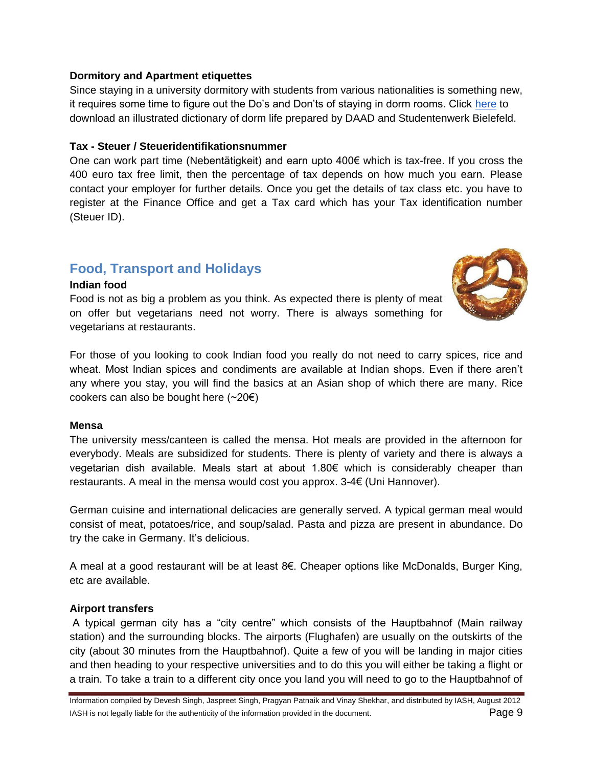**Dormitory and Apartment etiquettes**

Since staying in a university dormitory with students from various nationalities is something new, it requires some time to figure out the Do's and Don'ts of staying in dorm rooms. Click here to download an illustrated dictionary of dorm life prepared by DAAD and Studentenwerk Bielefeld.

**Tax - Steuer / Steueridentifikationsnummer**

One can work part time (Nebentätigkeit) and earn upto 400€ which is tax-free. If you cross the 400 euro tax free limit, then the percentage of tax depends on how much you earn. Please contact your employer for further details. Once you get the details of tax class etc. you have to register at the Finance Office and get a Tax card which has your Tax identification number (Steuer ID).

## Food, Transport and Holidays

**Indian food**

Food is not as big a problem as you think. As expected there is plenty of meat on offer but vegetarians need not worry. There is always something for vegetarians at restaurants.

For those of you looking to cook Indian food you really do not need to carry spices, rice and wheat. Most Indian spices and condiments are available at Indian shops. Even if there aren't any where you stay, you will find the basics at an Asian shop of which there are many. Rice cookers can also be bought here (~20€)

**Mensa**

The university mess/canteen is called the mensa. Hot meals are provided in the afternoon for everybody. Meals are subsidized for students. There is plenty of variety and there is always a vegetarian dish available. Meals start at about 1.80€ which is considerably cheaper than restaurants. A meal in the mensa would cost you approx. 3-4€ (Uni Hannover).

German cuisine and international delicacies are generally served. A typical german meal would consist of meat, potatoes/rice, and soup/salad. Pasta and pizza are present in abundance. Do try the cake in Germany. It's delicious.

A meal at a good restaurant will be at least 8€. Cheaper options like McDonalds, Burger King, etc are available.

**Airport transfers**

A typical german city has a "city centre" which consists of the Hauptbahnof (Main railway station) and the surrounding blocks. The airports (Flughafen) are usually on the outskirts of the city (about 30 minutes from the Hauptbahnof). Quite a few of you will be landing in major cities and then heading to your respective universities and to do this you will either be taking a flight or a train. To take a train to a different city once you land you will need to go to the Hauptbahnof of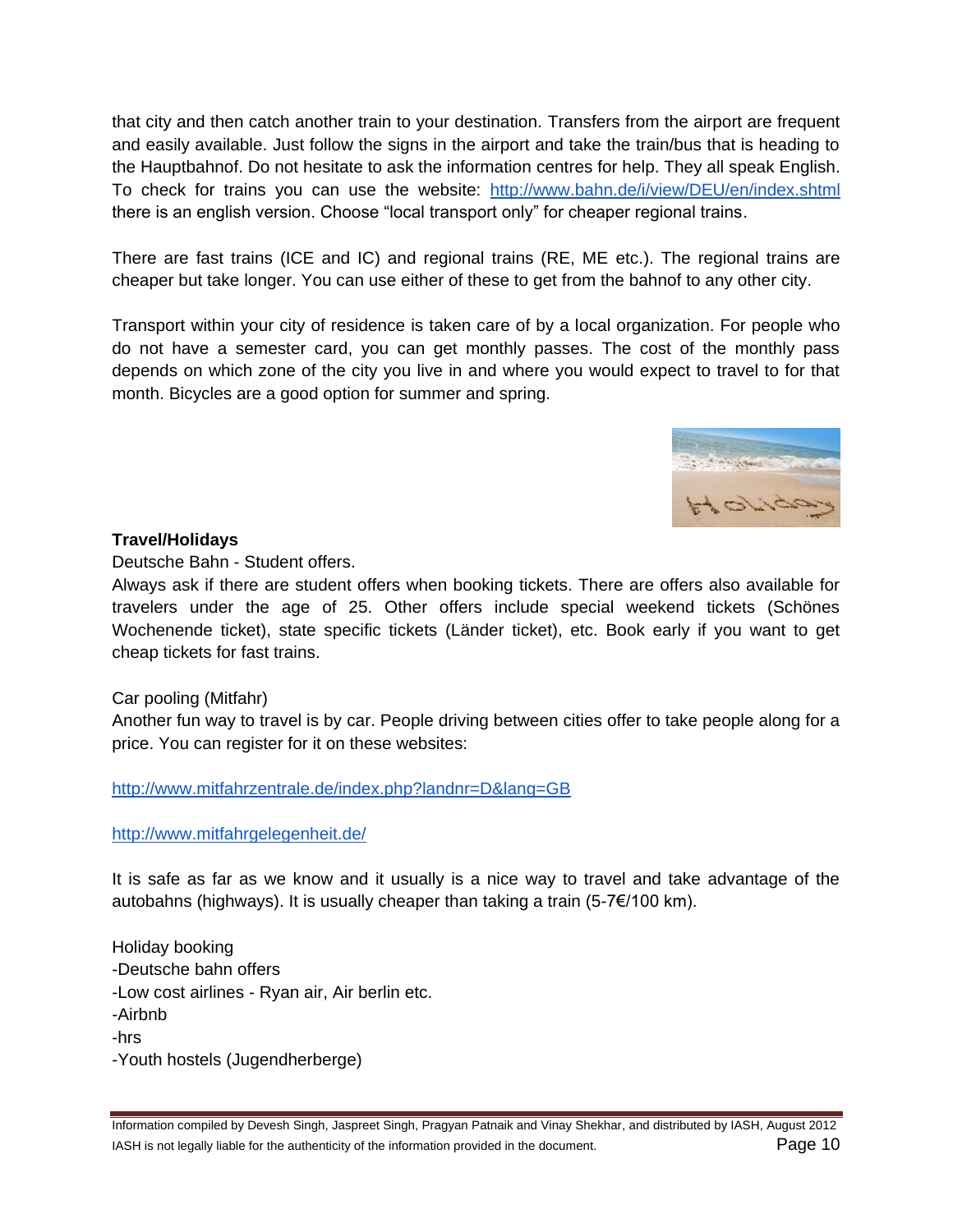that city and then catch another train to your destination. Transfers from the airport are frequent and easily available. Just follow the signs in the airport and take the train/bus that is heading to the Hauptbahnof. Do not hesitate to ask the information centres for help. They all speak English. To check for trains you can use the website: [http://www.bahn.de/i/view/DEU/en/index.shtml](http://www.bahn.de/i/view/DEU/en/index.shtml) there is an english version. Choose "local transport only" for cheaper regional trains.

There are fast trains (ICE and IC) and regional trains (RE, ME etc.). The regional trains are cheaper but take longer. You can use either of these to get from the bahnof to any other city.

Transport within your city of residence is taken care of by a local organization. For people who do not have a semester card, you can get monthly passes. The cost of the monthly pass depends on which zone of the city you live in and where you would expect to travel to for that month. Bicycles are a good option for summer and spring.

**Travel/Holidays**

Deutsche Bahn - Student offers.

Always ask if there are student offers when booking tickets. There are offers also available for travelers under the age of 25. Other offers include special weekend tickets (Schönes Wochenende ticket), state specific tickets (Länder ticket), etc. Book early if you want to get cheap tickets for fast trains.

Car pooling (Mitfahr)

Another fun way to travel is by car. People driving between cities offer to take people along for a price. You can register for it on these websites:

[http://www.mitfahrzentrale.de/index.php?landnr=D&lang=GB](http://www.mitfahrzentrale.de/index.php?landnr=D&lang=GB)

[http://www.mitfahrgelegenheit.de/](http://www.mitfahrgelegenheit.de/)

It is safe as far as we know and it usually is a nice way to travel and take advantage of the autobahns (highways). It is usually cheaper than taking a train (5-7€/100 km).

Holiday booking

-Deutsche bahn offers

-Low cost airlines - Ryan air, Air berlin etc.

-Airbnb

-hrs

-Youth hostels (Jugendherberge)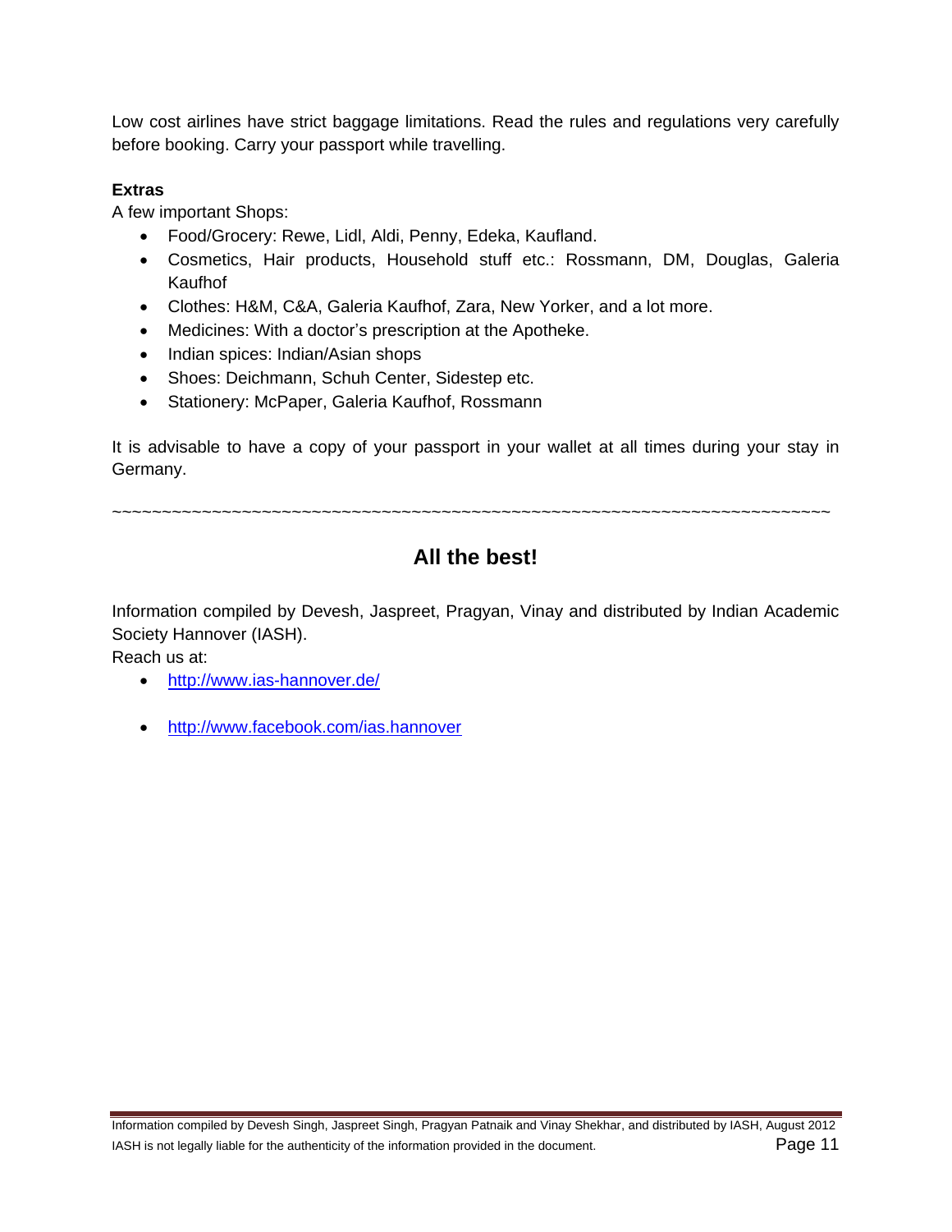Low cost airlines have strict baggage limitations. Read the rules and regulations very carefully before booking. Carry your passport while travelling.

**Extras**

A few important Shops:

- Food/Grocery: Rewe, Lidl, Aldi, Penny, Edeka, Kaufland.
- Cosmetics, Hair products, Household stuff etc.: Rossmann, DM, Douglas, Galeria Kaufhof
- Clothes: H&M, C&A, Galeria Kaufhof, Zara, New Yorker, and a lot more.
- Medicines: With a doctor's prescription at the Apotheke.
- Indian spices: Indian/Asian shops
- Shoes: Deichmann, Schuh Center, Sidestep etc.
- Stationery: McPaper, Galeria Kaufhof, Rossmann

It is advisable to have a copy of your passport in your wallet at all times during your stay in Germany.

~~~~~~~~~~~~~~~~~~~~~~~~~~~~~~~~~~~~~~~~~~~~~~~~~~~~~~~~~~~~~~~~~~~~~~~~~~~

## All the best!

Information compiled by Devesh, Jaspreet, Pragyan, Vinay and distributed by Indian Academic Society Hannover (IASH).

Reach us at:

- http://www.ias-hannover.de/
- http://www.facebook.com/ias.hannover